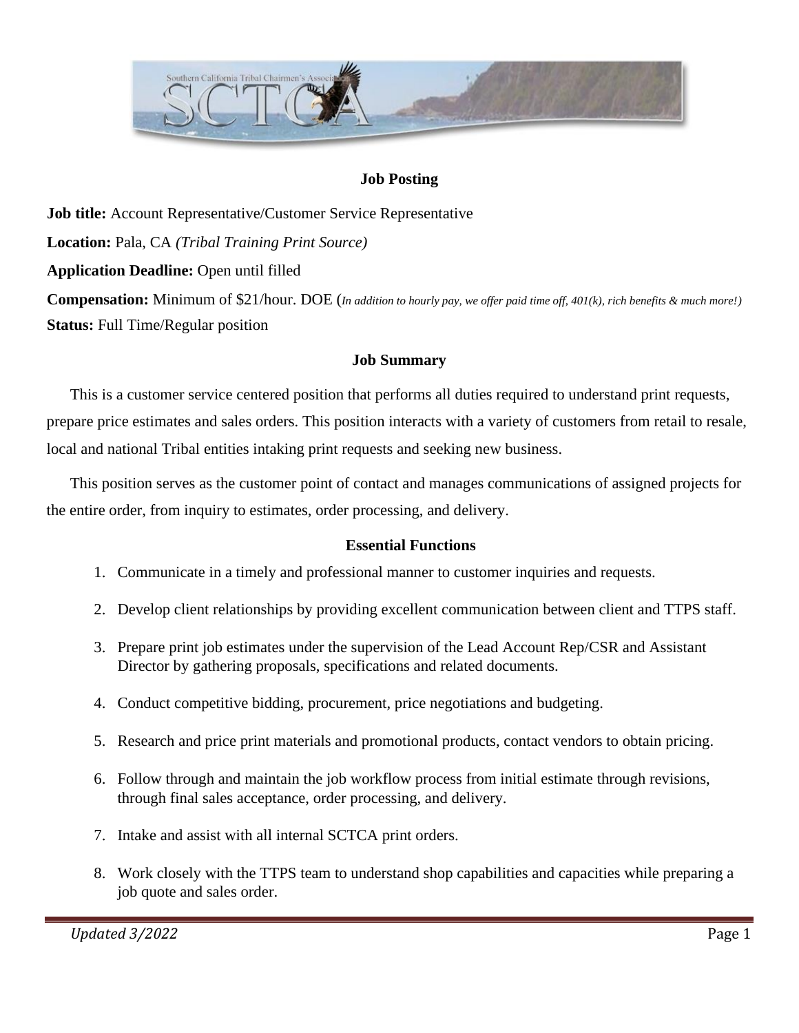## Job Posting

**Job title:** Account Representative/Customer Service Representative

**Location:** Pala, CA *(Tribal Training Print Source)*

**Application Deadline:** Open until filled

**Compensation:** Minimum of $21/hour. DOE (*In addition to hourly pay, we offer paid time off, 401(k), rich benefits & much more!)*

**Status:** Full Time/Regular position

## Job Summary

This is a customer service centered position that performs all duties required to understand print requests, prepare price estimates and sales orders. This position interacts with a variety of customers from retail to resale, local and national Tribal entities intaking print requests and seeking new business.

This position serves as the customer point of contact and manages communications of assigned projects for the entire order, from inquiry to estimates, order processing, and delivery.

## Essential Functions

1. Communicate in a timely and professional manner to customer inquiries and requests.
2. Develop client relationships by providing excellent communication between client and TTPS staff.
3. Prepare print job estimates under the supervision of the Lead Account Rep/CSR and Assistant Director by gathering proposals, specifications and related documents.
4. Conduct competitive bidding, procurement, price negotiations and budgeting.
5. Research and price print materials and promotional products, contact vendors to obtain pricing.
6. Follow through and maintain the job workflow process from initial estimate through revisions, through final sales acceptance, order processing, and delivery.
7. Intake and assist with all internal SCTCA print orders.
8. Work closely with the TTPS team to understand shop capabilities and capacities while preparing a job quote and sales order.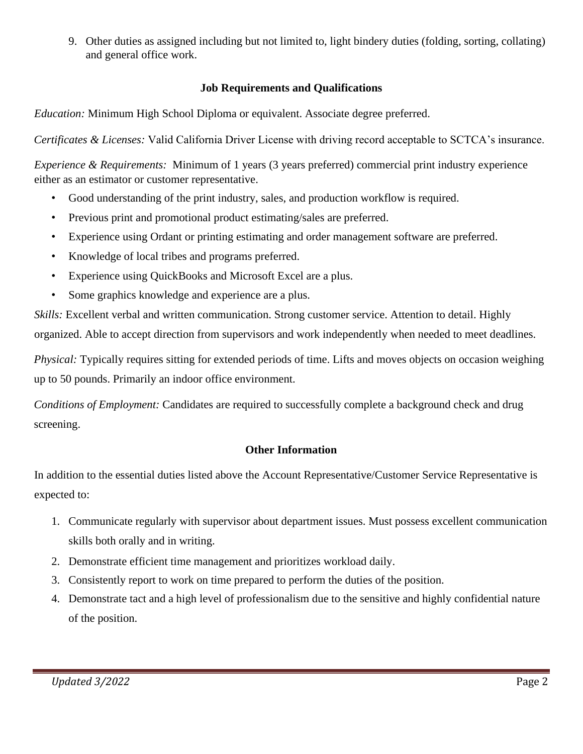9. Other duties as assigned including but not limited to, light bindery duties (folding, sorting, collating) and general office work.

**Job Requirements and Qualifications**

*Education:* Minimum High School Diploma or equivalent. Associate degree preferred.

*Certificates & Licenses:* Valid California Driver License with driving record acceptable to SCTCA's insurance.

*Experience & Requirements:* Minimum of 1 years (3 years preferred) commercial print industry experience either as an estimator or customer representative.

- Good understanding of the print industry, sales, and production workflow is required.
- Previous print and promotional product estimating/sales are preferred.
- Experience using Ordant or printing estimating and order management software are preferred.
- Knowledge of local tribes and programs preferred.
- Experience using QuickBooks and Microsoft Excel are a plus.
- Some graphics knowledge and experience are a plus.

*Skills:* Excellent verbal and written communication. Strong customer service. Attention to detail. Highly organized. Able to accept direction from supervisors and work independently when needed to meet deadlines.

*Physical:* Typically requires sitting for extended periods of time. Lifts and moves objects on occasion weighing up to 50 pounds. Primarily an indoor office environment.

*Conditions of Employment:* Candidates are required to successfully complete a background check and drug screening.

**Other Information**

In addition to the essential duties listed above the Account Representative/Customer Service Representative is expected to:

1. Communicate regularly with supervisor about department issues. Must possess excellent communication skills both orally and in writing.
2. Demonstrate efficient time management and prioritizes workload daily.
3. Consistently report to work on time prepared to perform the duties of the position.
4. Demonstrate tact and a high level of professionalism due to the sensitive and highly confidential nature of the position.

*Updated 3/2022*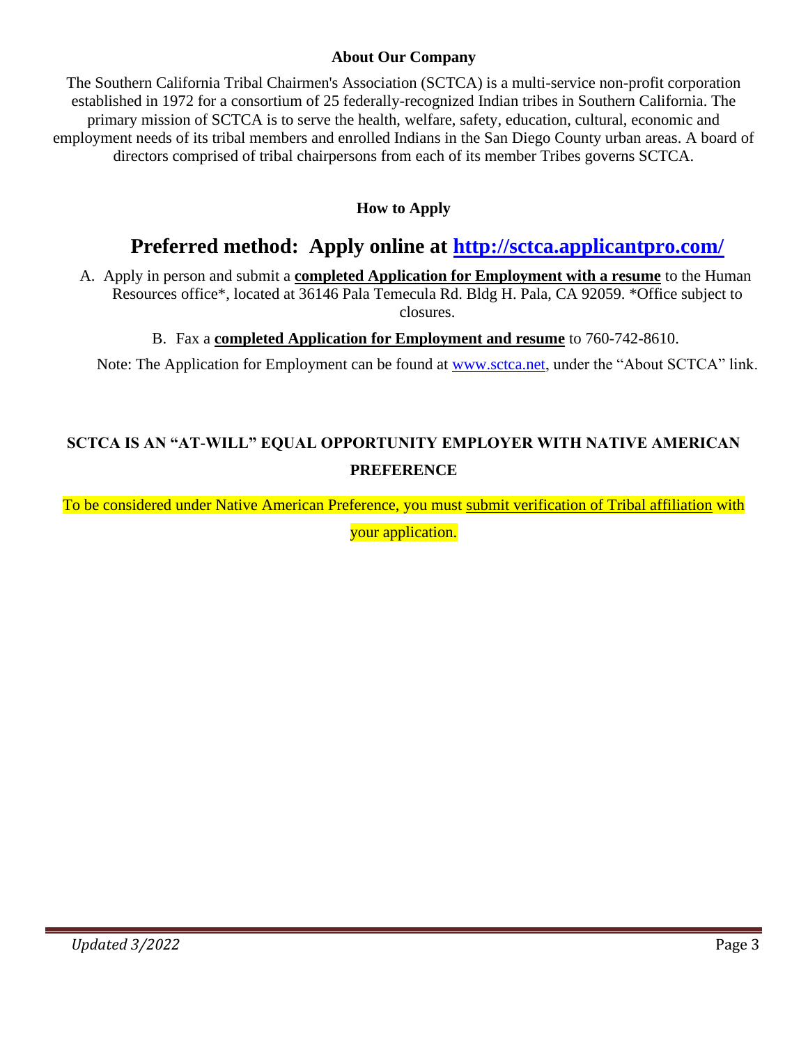**About Our Company**

The Southern California Tribal Chairmen's Association (SCTCA) is a multi-service non-profit corporation established in 1972 for a consortium of 25 federally-recognized Indian tribes in Southern California. The primary mission of SCTCA is to serve the health, welfare, safety, education, cultural, economic and employment needs of its tribal members and enrolled Indians in the San Diego County urban areas. A board of directors comprised of tribal chairpersons from each of its member Tribes governs SCTCA.

**How to Apply**

## Preferred method: Apply online at http://sctca.applicantpro.com/

A. Apply in person and submit a **completed Application for Employment with a resume** to the Human Resources office*, located at 36146 Pala Temecula Rd. Bldg H. Pala, CA 92059. *Office subject to closures.

B. Fax a **completed Application for Employment and resume** to 760-742-8610.

Note: The Application for Employment can be found at www.sctca.net, under the "About SCTCA" link.

**SCTCA IS AN "AT-WILL" EQUAL OPPORTUNITY EMPLOYER WITH NATIVE AMERICAN PREFERENCE**

To be considered under Native American Preference, you must submit verification of Tribal affiliation with your application.